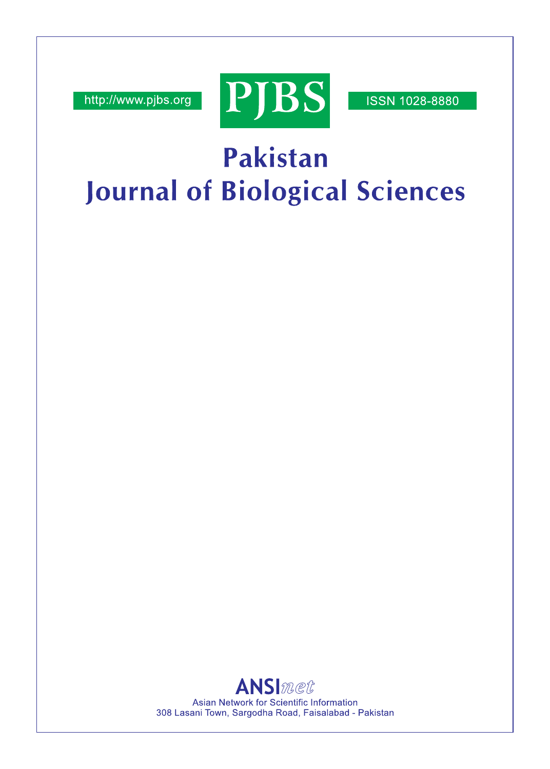http://www.pjbs.org

# PJBS

ISSN 1028-8880

# Pakistan Journal of Biological Sciences

**ANSI***net*

Asian Network for Scientific Information

308 Lasani Town, Sargodha Road, Faisalabad - Pakistan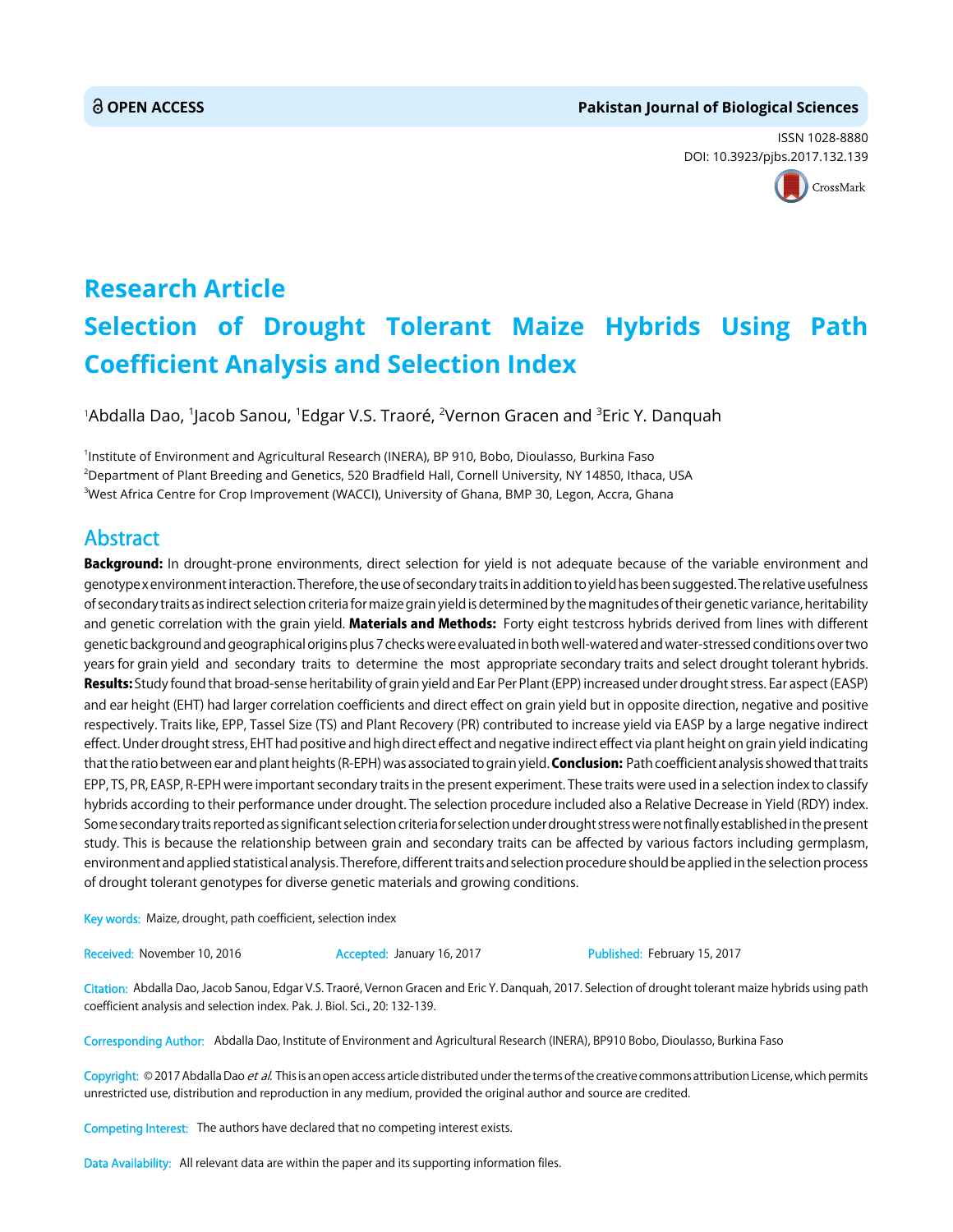OPEN ACCESS

Pakistan Journal of Biological Sciences

ISSN 1028-8880
DOI: 10.3923/pjbs.2017.132.139

# Research Article
# Selection of Drought Tolerant Maize Hybrids Using Path Coefficient Analysis and Selection Index

[1]Abdalla Dao, [1]Jacob Sanou, [1]Edgar V.S. Traoré, [2]Vernon Gracen and [3]Eric Y. Danquah

[1]Institute of Environment and Agricultural Research (INERA), BP 910, Bobo, Dioulasso, Burkina Faso
[2]Department of Plant Breeding and Genetics, 520 Bradfield Hall, Cornell University, NY 14850, Ithaca, USA
[3]West Africa Centre for Crop Improvement (WACCI), University of Ghana, BMP 30, Legon, Accra, Ghana

## Abstract

**Background:** In drought-prone environments, direct selection for yield is not adequate because of the variable environment and genotype x environment interaction. Therefore, the use of secondary traits in addition to yield has been suggested. The relative usefulness of secondary traits as indirect selection criteria for maize grain yield is determined by the magnitudes of their genetic variance, heritability and genetic correlation with the grain yield. **Materials and Methods:** Forty eight testcross hybrids derived from lines with different genetic background and geographical origins plus 7 checks were evaluated in both well-watered and water-stressed conditions over two years for grain yield and secondary traits to determine the most appropriate secondary traits and select drought tolerant hybrids. **Results:** Study found that broad-sense heritability of grain yield and Ear Per Plant (EPP) increased under drought stress. Ear aspect (EASP) and ear height (EHT) had larger correlation coefficients and direct effect on grain yield but in opposite direction, negative and positive respectively. Traits like, EPP, Tassel Size (TS) and Plant Recovery (PR) contributed to increase yield via EASP by a large negative indirect effect. Under drought stress, EHT had positive and high direct effect and negative indirect effect via plant height on grain yield indicating that the ratio between ear and plant heights (R-EPH) was associated to grain yield. **Conclusion:** Path coefficient analysis showed that traits EPP, TS, PR, EASP, R-EPH were important secondary traits in the present experiment. These traits were used in a selection index to classify hybrids according to their performance under drought. The selection procedure included also a Relative Decrease in Yield (RDY) index. Some secondary traits reported as significant selection criteria for selection under drought stress were not finally established in the present study. This is because the relationship between grain and secondary traits can be affected by various factors including germplasm, environment and applied statistical analysis. Therefore, different traits and selection procedure should be applied in the selection process of drought tolerant genotypes for diverse genetic materials and growing conditions.

**Key words:** Maize, drought, path coefficient, selection index

**Received:** November 10, 2016 **Accepted:** January 16, 2017 **Published:** February 15, 2017

**Citation:** Abdalla Dao, Jacob Sanou, Edgar V.S. Traoré, Vernon Gracen and Eric Y. Danquah, 2017. Selection of drought tolerant maize hybrids using path coefficient analysis and selection index. Pak. J. Biol. Sci., 20: 132-139.

**Corresponding Author:** Abdalla Dao, Institute of Environment and Agricultural Research (INERA), BP910 Bobo, Dioulasso, Burkina Faso

**Copyright:** © 2017 Abdalla Dao *et al.* This is an open access article distributed under the terms of the creative commons attribution License, which permits unrestricted use, distribution and reproduction in any medium, provided the original author and source are credited.

**Competing Interest:** The authors have declared that no competing interest exists.

**Data Availability:** All relevant data are within the paper and its supporting information files.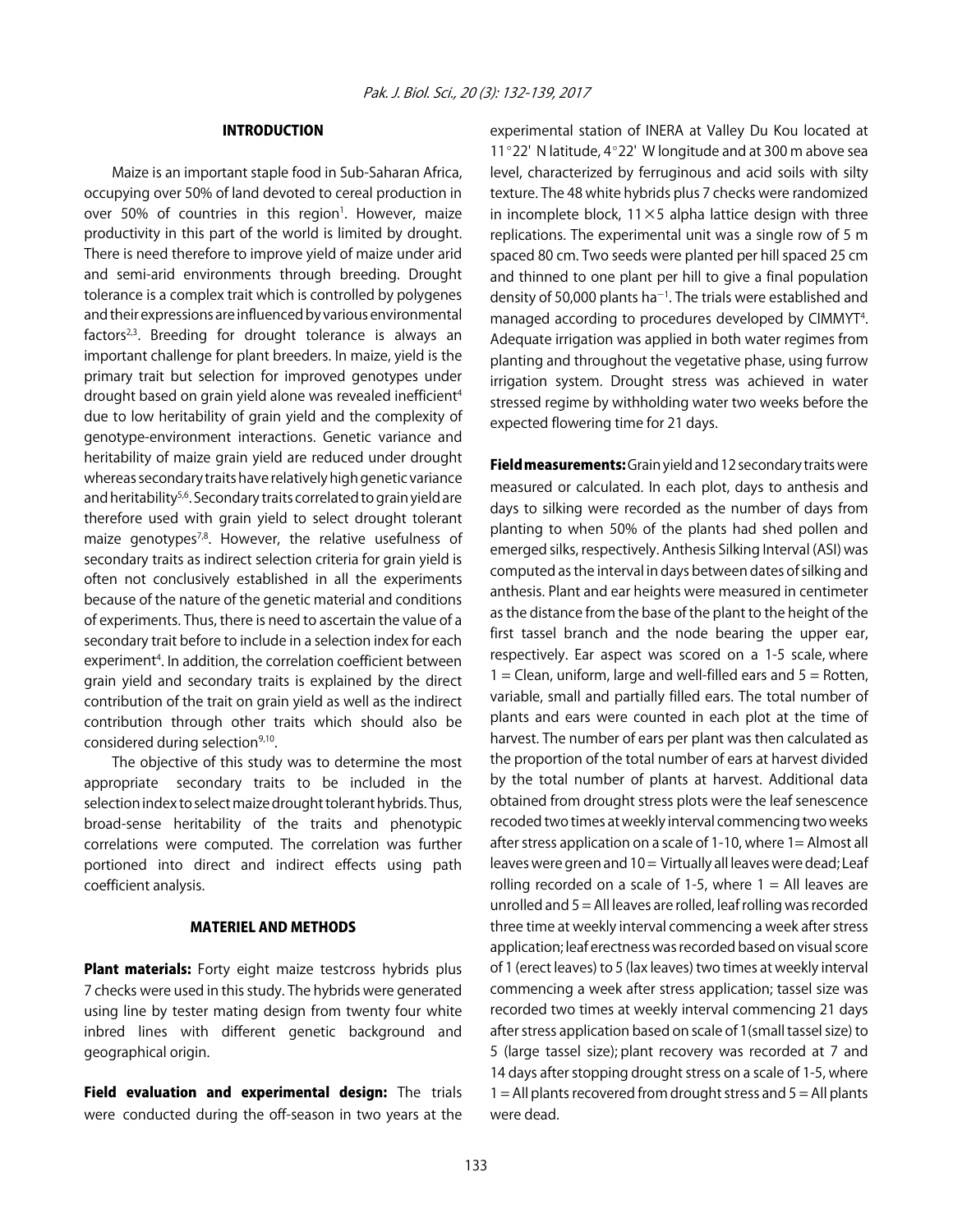## INTRODUCTION

Maize is an important staple food in Sub-Saharan Africa, occupying over 50% of land devoted to cereal production in over 50% of countries in this region[1]. However, maize productivity in this part of the world is limited by drought. There is need therefore to improve yield of maize under arid and semi-arid environments through breeding. Drought tolerance is a complex trait which is controlled by polygenes and their expressions are influenced by various environmental factors[2,3]. Breeding for drought tolerance is always an important challenge for plant breeders. In maize, yield is the primary trait but selection for improved genotypes under drought based on grain yield alone was revealed inefficient[4] due to low heritability of grain yield and the complexity of genotype-environment interactions. Genetic variance and heritability of maize grain yield are reduced under drought whereas secondary traits have relatively high genetic variance and heritability[5,6]. Secondary traits correlated to grain yield are therefore used with grain yield to select drought tolerant maize genotypes[7,8]. However, the relative usefulness of secondary traits as indirect selection criteria for grain yield is often not conclusively established in all the experiments because of the nature of the genetic material and conditions of experiments. Thus, there is need to ascertain the value of a secondary trait before to include in a selection index for each experiment[4]. In addition, the correlation coefficient between grain yield and secondary traits is explained by the direct contribution of the trait on grain yield as well as the indirect contribution through other traits which should also be considered during selection[9,10].

The objective of this study was to determine the most appropriate secondary traits to be included in the selection index to select maize drought tolerant hybrids. Thus, broad-sense heritability of the traits and phenotypic correlations were computed. The correlation was further portioned into direct and indirect effects using path coefficient analysis.

## MATERIEL AND METHODS

**Plant materials:** Forty eight maize testcross hybrids plus 7 checks were used in this study. The hybrids were generated using line by tester mating design from twenty four white inbred lines with different genetic background and geographical origin.

**Field evaluation and experimental design:** The trials were conducted during the off-season in two years at the experimental station of INERA at Valley Du Kou located at 11°22' N latitude, 4°22' W longitude and at 300 m above sea level, characterized by ferruginous and acid soils with silty texture. The 48 white hybrids plus 7 checks were randomized in incomplete block, $11\times5$ alpha lattice design with three replications. The experimental unit was a single row of 5 m spaced 80 cm. Two seeds were planted per hill spaced 25 cm and thinned to one plant per hill to give a final population density of 50,000 plants $ha^{-1}$. The trials were established and managed according to procedures developed by CIMMYT[4]. Adequate irrigation was applied in both water regimes from planting and throughout the vegetative phase, using furrow irrigation system. Drought stress was achieved in water stressed regime by withholding water two weeks before the expected flowering time for 21 days.

**Field measurements:** Grain yield and 12 secondary traits were measured or calculated. In each plot, days to anthesis and days to silking were recorded as the number of days from planting to when 50% of the plants had shed pollen and emerged silks, respectively. Anthesis Silking Interval (ASI) was computed as the interval in days between dates of silking and anthesis. Plant and ear heights were measured in centimeter as the distance from the base of the plant to the height of the first tassel branch and the node bearing the upper ear, respectively. Ear aspect was scored on a 1-5 scale, where 1 = Clean, uniform, large and well-filled ears and 5 = Rotten, variable, small and partially filled ears. The total number of plants and ears were counted in each plot at the time of harvest. The number of ears per plant was then calculated as the proportion of the total number of ears at harvest divided by the total number of plants at harvest. Additional data obtained from drought stress plots were the leaf senescence recoded two times at weekly interval commencing two weeks after stress application on a scale of 1-10, where 1= Almost all leaves were green and 10 = Virtually all leaves were dead; Leaf rolling recorded on a scale of 1-5, where 1 = All leaves are unrolled and 5 = All leaves are rolled, leaf rolling was recorded three time at weekly interval commencing a week after stress application; leaf erectness was recorded based on visual score of 1 (erect leaves) to 5 (lax leaves) two times at weekly interval commencing a week after stress application; tassel size was recorded two times at weekly interval commencing 21 days after stress application based on scale of 1 (small tassel size) to 5 (large tassel size); plant recovery was recorded at 7 and 14 days after stopping drought stress on a scale of 1-5, where 1 = All plants recovered from drought stress and 5 = All plants were dead.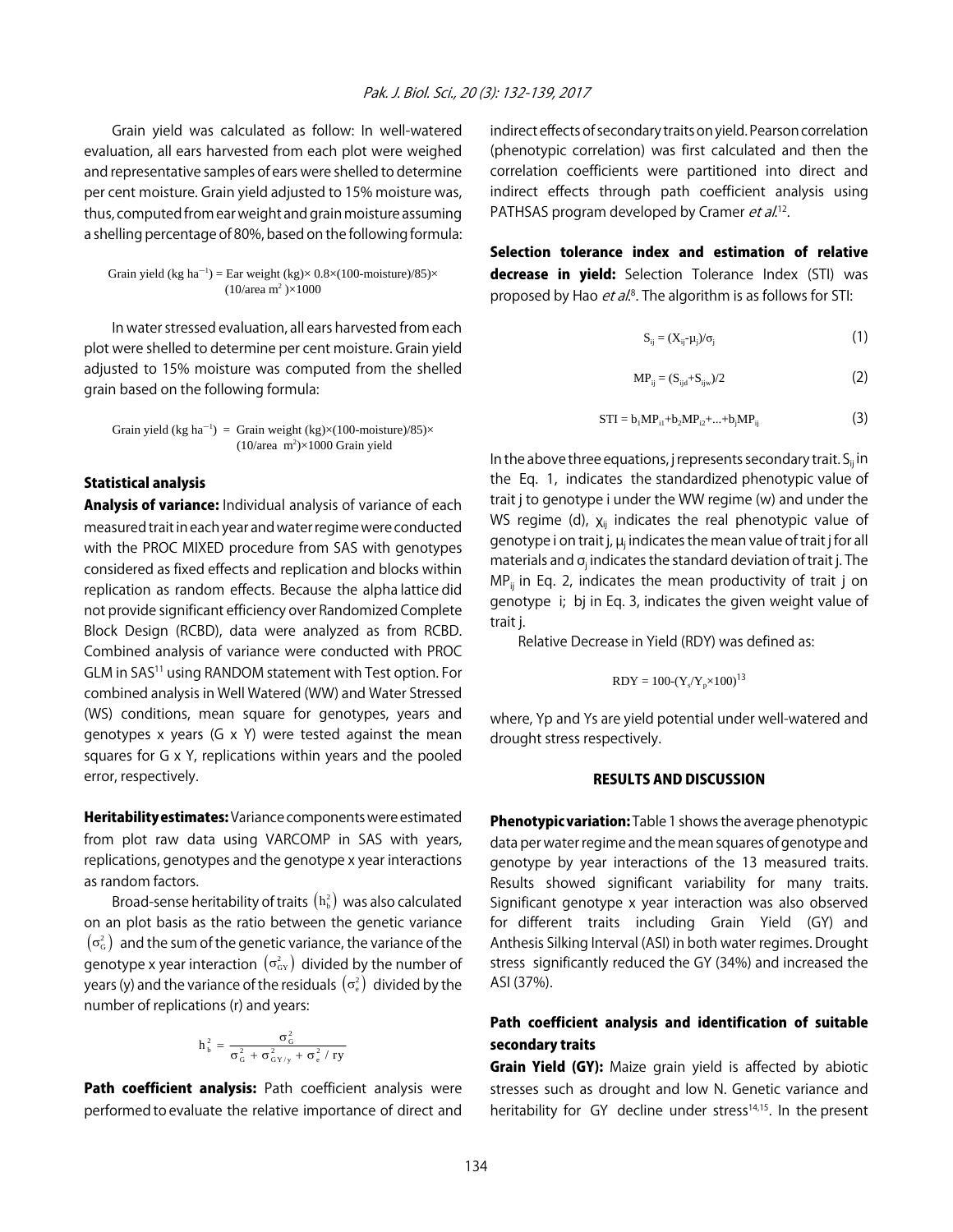Grain yield was calculated as follow: In well-watered evaluation, all ears harvested from each plot were weighed and representative samples of ears were shelled to determine per cent moisture. Grain yield adjusted to 15% moisture was, thus, computed from ear weight and grain moisture assuming a shelling percentage of 80%, based on the following formula:

$$\text{Grain yield (kg ha}^{-1}) = \text{Ear weight (kg)} \times 0.8 \times (100\text{-moisture})/85) \times (10/\text{area m}^2) \times 1000$$

In water stressed evaluation, all ears harvested from each plot were shelled to determine per cent moisture. Grain yield adjusted to 15% moisture was computed from the shelled grain based on the following formula:

$$\text{Grain yield (kg ha}^{-1}) = \text{Grain weight (kg)} \times (100\text{-moisture})/85) \times (10/\text{area m}^2) \times 1000 \text{ Grain yield}$$

### Statistical analysis

**Analysis of variance:** Individual analysis of variance of each measured trait in each year and water regime were conducted with the PROC MIXED procedure from SAS with genotypes considered as fixed effects and replication and blocks within replication as random effects. Because the alpha lattice did not provide significant efficiency over Randomized Complete Block Design (RCBD), data were analyzed as from RCBD. Combined analysis of variance were conducted with PROC GLM in SAS[11] using RANDOM statement with Test option. For combined analysis in Well Watered (WW) and Water Stressed (WS) conditions, mean square for genotypes, years and genotypes x years (G x Y) were tested against the mean squares for G x Y, replications within years and the pooled error, respectively.

**Heritability estimates:** Variance components were estimated from plot raw data using VARCOMP in SAS with years, replications, genotypes and the genotype x year interactions as random factors.

Broad-sense heritability of traits $(h_b^2)$ was also calculated on an plot basis as the ratio between the genetic variance $(\sigma_G^2)$ and the sum of the genetic variance, the variance of the genotype x year interaction $(\sigma_{GY}^2)$ divided by the number of years (y) and the variance of the residuals $(\sigma_e^2)$ divided by the number of replications (r) and years:

$$h_b^2 = \frac{\sigma_G^2}{\sigma_G^2 + \sigma_{GY/y}^2 + \sigma_e^2/ry}$$

**Path coefficient analysis:** Path coefficient analysis were performed to evaluate the relative importance of direct and indirect effects of secondary traits on yield. Pearson correlation (phenotypic correlation) was first calculated and then the correlation coefficients were partitioned into direct and indirect effects through path coefficient analysis using PATHSAS program developed by Cramer *et al.*[12].

**Selection tolerance index and estimation of relative decrease in yield:** Selection Tolerance Index (STI) was proposed by Hao *et al.*[8]. The algorithm is as follows for STI:

$$S_{ij} = (X_{ij}-\mu_j)/\sigma_j \quad (1)$$

$$MP_{ij} = (S_{ijd}+S_{ijw})/2 \quad (2)$$

$$STI = b_1MP_{i1}+b_2MP_{i2}+...+b_jMP_{ij} \quad (3)$$

In the above three equations, j represents secondary trait. $S_{ij}$ in the Eq. 1, indicates the standardized phenotypic value of trait j to genotype i under the WW regime (w) and under the WS regime (d), $X_{ij}$ indicates the real phenotypic value of genotype i on trait j, $\mu_j$ indicates the mean value of trait j for all materials and $\sigma_j$ indicates the standard deviation of trait j. The $MP_{ij}$ in Eq. 2, indicates the mean productivity of trait j on genotype i; bj in Eq. 3, indicates the given weight value of trait j.

Relative Decrease in Yield (RDY) was defined as:

$$RDY = 100-(Y_s/Y_p \times 100)$$ [13]

where, Yp and Ys are yield potential under well-watered and drought stress respectively.

## RESULTS AND DISCUSSION

**Phenotypic variation:** Table 1 shows the average phenotypic data per water regime and the mean squares of genotype and genotype by year interactions of the 13 measured traits. Results showed significant variability for many traits. Significant genotype x year interaction was also observed for different traits including Grain Yield (GY) and Anthesis Silking Interval (ASI) in both water regimes. Drought stress significantly reduced the GY (34%) and increased the ASI (37%).

### Path coefficient analysis and identification of suitable secondary traits

**Grain Yield (GY):** Maize grain yield is affected by abiotic stresses such as drought and low N. Genetic variance and heritability for GY decline under stress[14,15]. In the present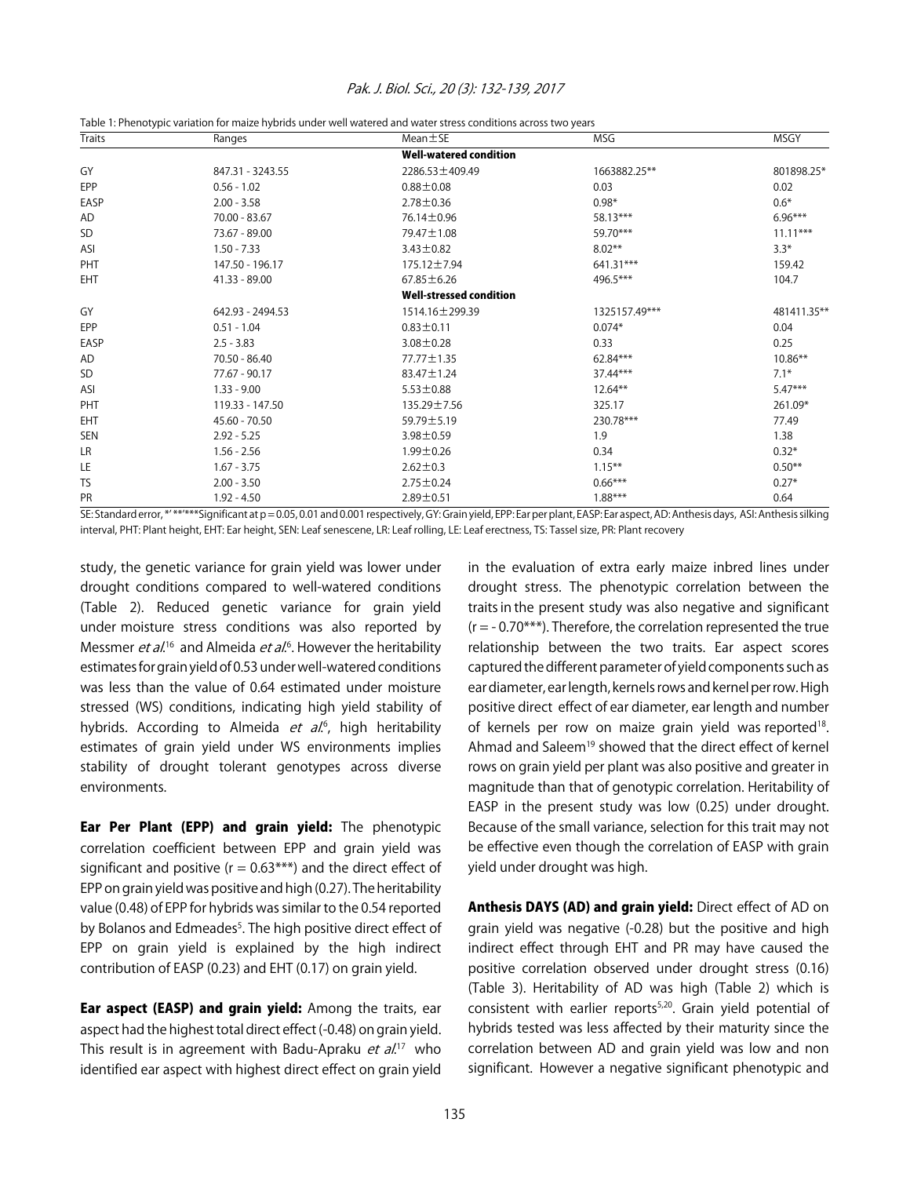Table 1: Phenotypic variation for maize hybrids under well watered and water stress conditions across two years

| Traits | Ranges | Mean±SE | MSG | MSGY |
|---|---|---|---|---|
| | | **Well-watered condition** | | |
| GY | 847.31 - 3243.55 | 2286.53±409.49 | 1663882.25** | 801898.25* |
| EPP | 0.56 - 1.02 | 0.88±0.08 | 0.03 | 0.02 |
| EASP | 2.00 - 3.58 | 2.78±0.36 | 0.98* | 0.6* |
| AD | 70.00 - 83.67 | 76.14±0.96 | 58.13*** | 6.96*** |
| SD | 73.67 - 89.00 | 79.47±1.08 | 59.70*** | 11.11*** |
| ASI | 1.50 - 7.33 | 3.43±0.82 | 8.02** | 3.3* |
| PHT | 147.50 - 196.17 | 175.12±7.94 | 641.31*** | 159.42 |
| EHT | 41.33 - 89.00 | 67.85±6.26 | 496.5*** | 104.7 |
| | | **Well-stressed condition** | | |
| GY | 642.93 - 2494.53 | 1514.16±299.39 | 1325157.49*** | 481411.35** |
| EPP | 0.51 - 1.04 | 0.83±0.11 | 0.074* | 0.04 |
| EASP | 2.5 - 3.83 | 3.08±0.28 | 0.33 | 0.25 |
| AD | 70.50 - 86.40 | 77.77±1.35 | 62.84*** | 10.86** |
| SD | 77.67 - 90.17 | 83.47±1.24 | 37.44*** | 7.1* |
| ASI | 1.33 - 9.00 | 5.53±0.88 | 12.64** | 5.47*** |
| PHT | 119.33 - 147.50 | 135.29±7.56 | 325.17 | 261.09* |
| EHT | 45.60 - 70.50 | 59.79±5.19 | 230.78*** | 77.49 |
| SEN | 2.92 - 5.25 | 3.98±0.59 | 1.9 | 1.38 |
| LR | 1.56 - 2.56 | 1.99±0.26 | 0.34 | 0.32* |
| LE | 1.67 - 3.75 | 2.62±0.3 | 1.15** | 0.50** |
| TS | 2.00 - 3.50 | 2.75±0.24 | 0.66*** | 0.27* |
| PR | 1.92 - 4.50 | 2.89±0.51 | 1.88*** | 0.64 |

SE: Standard error, *' **'***Significant at p = 0.05, 0.01 and 0.001 respectively, GY: Grain yield, EPP: Ear per plant, EASP: Ear aspect, AD: Anthesis days, ASI: Anthesis silking interval, PHT: Plant height, EHT: Ear height, SEN: Leaf senescene, LR: Leaf rolling, LE: Leaf erectness, TS: Tassel size, PR: Plant recovery

study, the genetic variance for grain yield was lower under drought conditions compared to well-watered conditions (Table 2). Reduced genetic variance for grain yield under moisture stress conditions was also reported by Messmer *et al.*[16] and Almeida *et al.*[6]. However the heritability estimates for grain yield of 0.53 under well-watered conditions was less than the value of 0.64 estimated under moisture stressed (WS) conditions, indicating high yield stability of hybrids. According to Almeida *et al.*[6], high heritability estimates of grain yield under WS environments implies stability of drought tolerant genotypes across diverse environments.

**Ear Per Plant (EPP) and grain yield:** The phenotypic correlation coefficient between EPP and grain yield was significant and positive (r = 0.63***) and the direct effect of EPP on grain yield was positive and high (0.27). The heritability value (0.48) of EPP for hybrids was similar to the 0.54 reported by Bolanos and Edmeades[5]. The high positive direct effect of EPP on grain yield is explained by the high indirect contribution of EASP (0.23) and EHT (0.17) on grain yield.

**Ear aspect (EASP) and grain yield:** Among the traits, ear aspect had the highest total direct effect (-0.48) on grain yield. This result is in agreement with Badu-Apraku *et al.*[17] who identified ear aspect with highest direct effect on grain yield in the evaluation of extra early maize inbred lines under drought stress. The phenotypic correlation between the traits in the present study was also negative and significant (r = - 0.70***). Therefore, the correlation represented the true relationship between the two traits. Ear aspect scores captured the different parameter of yield components such as ear diameter, ear length, kernels rows and kernel per row. High positive direct effect of ear diameter, ear length and number of kernels per row on maize grain yield was reported[18]. Ahmad and Saleem[19] showed that the direct effect of kernel rows on grain yield per plant was also positive and greater in magnitude than that of genotypic correlation. Heritability of EASP in the present study was low (0.25) under drought. Because of the small variance, selection for this trait may not be effective even though the correlation of EASP with grain yield under drought was high.

**Anthesis DAYS (AD) and grain yield:** Direct effect of AD on grain yield was negative (-0.28) but the positive and high indirect effect through EHT and PR may have caused the positive correlation observed under drought stress (0.16) (Table 3). Heritability of AD was high (Table 2) which is consistent with earlier reports[5,20]. Grain yield potential of hybrids tested was less affected by their maturity since the correlation between AD and grain yield was low and non significant. However a negative significant phenotypic and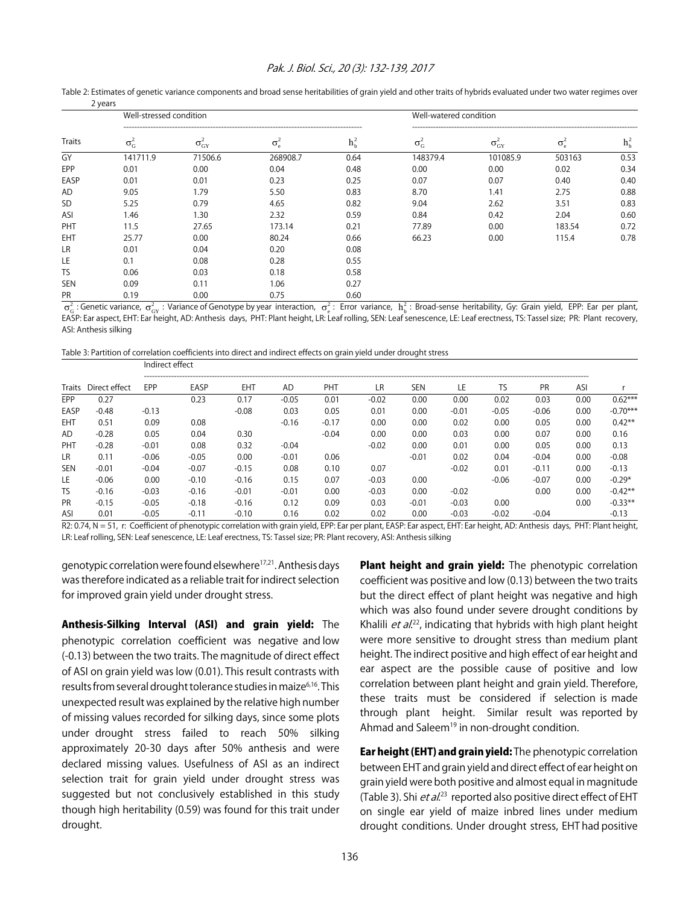Table 2: Estimates of genetic variance components and broad sense heritabilities of grain yield and other traits of hybrids evaluated under two water regimes over 2 years

| Traits | Well-stressed condition | | | | Well-watered condition | | | |
|---|---|---|---|---|---|---|---|---|
| | $\sigma^2_G$ | $\sigma^2_{GY}$ | $\sigma^2_e$ | $h^2_b$ | $\sigma^2_G$ | $\sigma^2_{GY}$ | $\sigma^2_e$ | $h^2_b$ |
| GY | 141711.9 | 71506.6 | 268908.7 | 0.64 | 148379.4 | 101085.9 | 503163 | 0.53 |
| EPP | 0.01 | 0.00 | 0.04 | 0.48 | 0.00 | 0.00 | 0.02 | 0.34 |
| EASP | 0.01 | 0.01 | 0.23 | 0.25 | 0.07 | 0.07 | 0.40 | 0.40 |
| AD | 9.05 | 1.79 | 5.50 | 0.83 | 8.70 | 1.41 | 2.75 | 0.88 |
| SD | 5.25 | 0.79 | 4.65 | 0.82 | 9.04 | 2.62 | 3.51 | 0.83 |
| ASI | 1.46 | 1.30 | 2.32 | 0.59 | 0.84 | 0.42 | 2.04 | 0.60 |
| PHT | 11.5 | 27.65 | 173.14 | 0.21 | 77.89 | 0.00 | 183.54 | 0.72 |
| EHT | 25.77 | 0.00 | 80.24 | 0.66 | 66.23 | 0.00 | 115.4 | 0.78 |
| LR | 0.01 | 0.04 | 0.20 | 0.08 | | | | |
| LE | 0.1 | 0.08 | 0.28 | 0.55 | | | | |
| TS | 0.06 | 0.03 | 0.18 | 0.58 | | | | |
| SEN | 0.09 | 0.11 | 1.06 | 0.27 | | | | |
| PR | 0.19 | 0.00 | 0.75 | 0.60 | | | | |

$\sigma^2_G$: Genetic variance, $\sigma^2_{GY}$: Variance of Genotype by year interaction, $\sigma^2_e$: Error variance, $h^2_b$: Broad-sense heritability, Gy: Grain yield, EPP: Ear per plant, EASP: Ear aspect, EHT: Ear height, AD: Anthesis days, PHT: Plant height, LR: Leaf rolling, SEN: Leaf senescence, LE: Leaf erectness, TS: Tassel size; PR: Plant recovery, ASI: Anthesis silking

Table 3: Partition of correlation coefficients into direct and indirect effects on grain yield under drought stress

| Traits | Direct effect | Indirect effect | | | | | | | | | | | r |
|---|---|---|---|---|---|---|---|---|---|---|---|---|---|
| | | EPP | EASP | EHT | AD | PHT | LR | SEN | LE | TS | PR | ASI | |
| EPP | 0.27 | | 0.23 | 0.17 | -0.05 | 0.01 | -0.02 | 0.00 | 0.00 | 0.02 | 0.03 | 0.00 | 0.62*** |
| EASP | -0.48 | -0.13 | | -0.08 | 0.03 | 0.05 | 0.01 | 0.00 | -0.01 | -0.05 | -0.06 | 0.00 | -0.70*** |
| EHT | 0.51 | 0.09 | 0.08 | | -0.16 | -0.17 | 0.00 | 0.00 | 0.02 | 0.00 | 0.05 | 0.00 | 0.42** |
| AD | -0.28 | 0.05 | 0.04 | 0.30 | | -0.04 | 0.00 | 0.00 | 0.03 | 0.00 | 0.07 | 0.00 | 0.16 |
| PHT | -0.28 | -0.01 | 0.08 | 0.32 | -0.04 | | -0.02 | 0.00 | 0.01 | 0.00 | 0.05 | 0.00 | 0.13 |
| LR | 0.11 | -0.06 | -0.05 | 0.00 | -0.01 | 0.06 | | -0.01 | 0.02 | 0.04 | -0.04 | 0.00 | -0.08 |
| SEN | -0.01 | -0.04 | -0.07 | -0.15 | 0.08 | 0.10 | 0.07 | | -0.02 | 0.01 | -0.11 | 0.00 | -0.13 |
| LE | -0.06 | 0.00 | -0.10 | -0.16 | 0.15 | 0.07 | -0.03 | 0.00 | | -0.06 | -0.07 | 0.00 | -0.29* |
| TS | -0.16 | -0.03 | -0.16 | -0.01 | -0.01 | 0.00 | -0.03 | 0.00 | -0.02 | | 0.00 | 0.00 | -0.42** |
| PR | -0.15 | -0.05 | -0.18 | -0.16 | 0.12 | 0.09 | 0.03 | -0.01 | -0.03 | 0.00 | | 0.00 | -0.33** |
| ASI | 0.01 | -0.05 | -0.11 | -0.10 | 0.16 | 0.02 | 0.02 | 0.00 | -0.03 | -0.02 | -0.04 | | -0.13 |

R2: 0.74, N = 51, r: Coefficient of phenotypic correlation with grain yield, EPP: Ear per plant, EASP: Ear aspect, EHT: Ear height, AD: Anthesis days, PHT: Plant height, LR: Leaf rolling, SEN: Leaf senescence, LE: Leaf erectness, TS: Tassel size; PR: Plant recovery, ASI: Anthesis silking

genotypic correlation were found elsewhere[17,21]. Anthesis days was therefore indicated as a reliable trait for indirect selection for improved grain yield under drought stress.

**Anthesis-Silking Interval (ASI) and grain yield:** The phenotypic correlation coefficient was negative and low (-0.13) between the two traits. The magnitude of direct effect of ASI on grain yield was low (0.01). This result contrasts with results from several drought tolerance studies in maize[6,16]. This unexpected result was explained by the relative high number of missing values recorded for silking days, since some plots under drought stress failed to reach 50% silking approximately 20-30 days after 50% anthesis and were declared missing values. Usefulness of ASI as an indirect selection trait for grain yield under drought stress was suggested but not conclusively established in this study though high heritability (0.59) was found for this trait under drought.

**Plant height and grain yield:** The phenotypic correlation coefficient was positive and low (0.13) between the two traits but the direct effect of plant height was negative and high which was also found under severe drought conditions by Khalili *et al.*[22], indicating that hybrids with high plant height were more sensitive to drought stress than medium plant height. The indirect positive and high effect of ear height and ear aspect are the possible cause of positive and low correlation between plant height and grain yield. Therefore, these traits must be considered if selection is made through plant height. Similar result was reported by Ahmad and Saleem[19] in non-drought condition.

**Ear height (EHT) and grain yield:** The phenotypic correlation between EHT and grain yield and direct effect of ear height on grain yield were both positive and almost equal in magnitude (Table 3). Shi *et al.*[23] reported also positive direct effect of EHT on single ear yield of maize inbred lines under medium drought conditions. Under drought stress, EHT had positive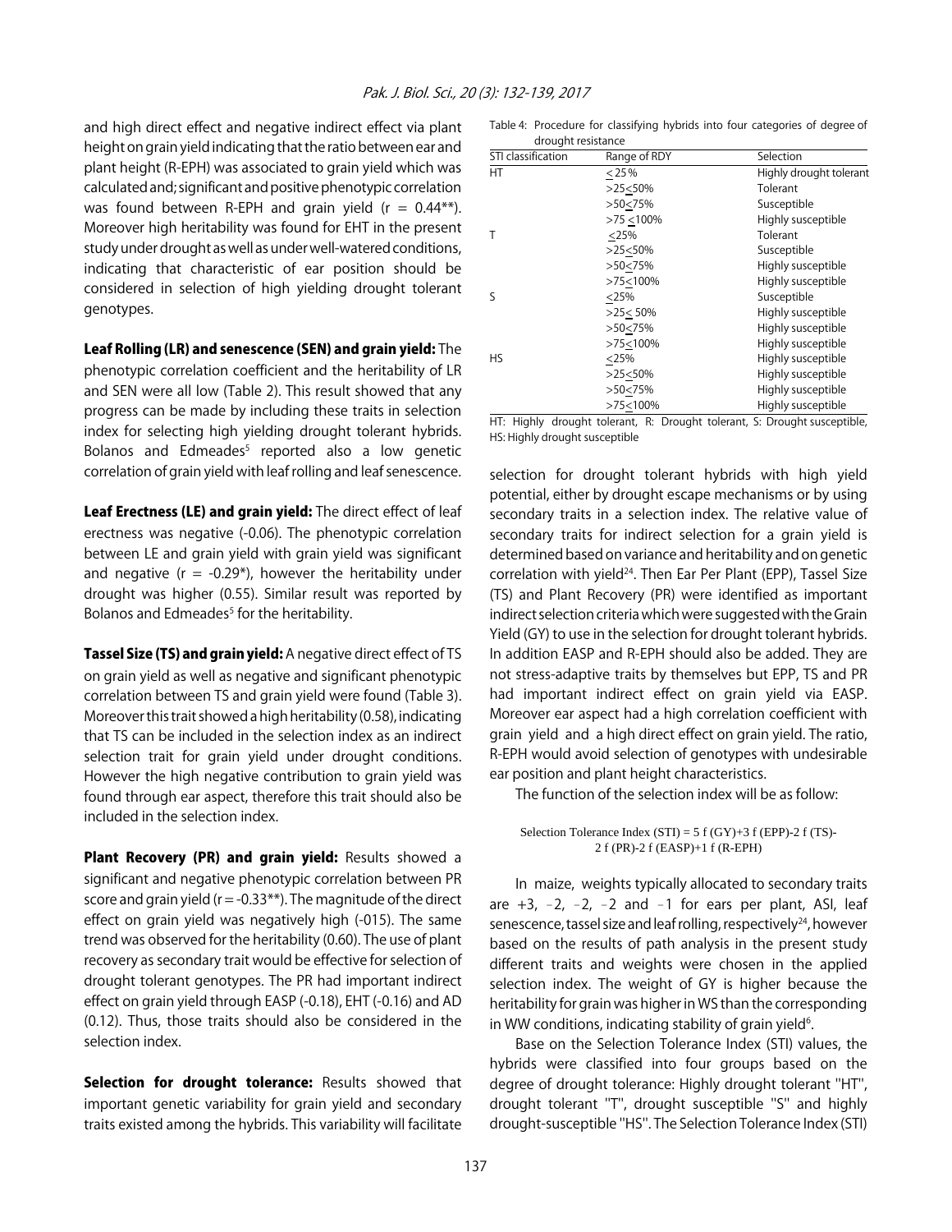and high direct effect and negative indirect effect via plant height on grain yield indicating that the ratio between ear and plant height (R-EPH) was associated to grain yield which was calculated and; significant and positive phenotypic correlation was found between R-EPH and grain yield (r = 0.44**). Moreover high heritability was found for EHT in the present study under drought as well as under well-watered conditions, indicating that characteristic of ear position should be considered in selection of high yielding drought tolerant genotypes.

**Leaf Rolling (LR) and senescence (SEN) and grain yield:** The phenotypic correlation coefficient and the heritability of LR and SEN were all low (Table 2). This result showed that any progress can be made by including these traits in selection index for selecting high yielding drought tolerant hybrids. Bolanos and Edmeades[5] reported also a low genetic correlation of grain yield with leaf rolling and leaf senescence.

**Leaf Erectness (LE) and grain yield:** The direct effect of leaf erectness was negative (-0.06). The phenotypic correlation between LE and grain yield with grain yield was significant and negative (r = -0.29*), however the heritability under drought was higher (0.55). Similar result was reported by Bolanos and Edmeades[5] for the heritability.

**Tassel Size (TS) and grain yield:** A negative direct effect of TS on grain yield as well as negative and significant phenotypic correlation between TS and grain yield were found (Table 3). Moreover this trait showed a high heritability (0.58), indicating that TS can be included in the selection index as an indirect selection trait for grain yield under drought conditions. However the high negative contribution to grain yield was found through ear aspect, therefore this trait should also be included in the selection index.

**Plant Recovery (PR) and grain yield:** Results showed a significant and negative phenotypic correlation between PR score and grain yield (r = -0.33**). The magnitude of the direct effect on grain yield was negatively high (-015). The same trend was observed for the heritability (0.60). The use of plant recovery as secondary trait would be effective for selection of drought tolerant genotypes. The PR had important indirect effect on grain yield through EASP (-0.18), EHT (-0.16) and AD (0.12). Thus, those traits should also be considered in the selection index.

**Selection for drought tolerance:** Results showed that important genetic variability for grain yield and secondary traits existed among the hybrids. This variability will facilitate selection for drought tolerant hybrids with high yield potential, either by drought escape mechanisms or by using secondary traits in a selection index. The relative value of secondary traits for indirect selection for a grain yield is determined based on variance and heritability and on genetic correlation with yield[24]. Then Ear Per Plant (EPP), Tassel Size (TS) and Plant Recovery (PR) were identified as important indirect selection criteria which were suggested with the Grain Yield (GY) to use in the selection for drought tolerant hybrids. In addition EASP and R-EPH should also be added. They are not stress-adaptive traits by themselves but EPP, TS and PR had important indirect effect on grain yield via EASP. Moreover ear aspect had a high correlation coefficient with grain yield and a high direct effect on grain yield. The ratio, R-EPH would avoid selection of genotypes with undesirable ear position and plant height characteristics.

The function of the selection index will be as follow:

$$\text{Selection Tolerance Index (STI)} = 5\,f\,(GY)+3\,f\,(EPP)-2\,f\,(TS)-2\,f\,(PR)-2\,f\,(EASP)+1\,f\,(R\text{-}EPH)$$

In maize, weights typically allocated to secondary traits are +3, –2, –2, –2 and –1 for ears per plant, ASI, leaf senescence, tassel size and leaf rolling, respectively[24], however based on the results of path analysis in the present study different traits and weights were chosen in the applied selection index. The weight of GY is higher because the heritability for grain was higher in WS than the corresponding in WW conditions, indicating stability of grain yield[6].

Base on the Selection Tolerance Index (STI) values, the hybrids were classified into four groups based on the degree of drought tolerance: Highly drought tolerant "HT", drought tolerant "T", drought susceptible "S" and highly drought-susceptible "HS". The Selection Tolerance Index (STI)

Table 4: Procedure for classifying hybrids into four categories of degree of drought resistance

| STI classification | Range of RDY | Selection |
|---|---|---|
| HT | <25% | Highly drought tolerant |
| | >25<50% | Tolerant |
| | >50<75% | Susceptible |
| | >75 <100% | Highly susceptible |
| T | <25% | Tolerant |
| | >25<50% | Susceptible |
| | >50<75% | Highly susceptible |
| | >75<100% | Highly susceptible |
| S | <25% | Susceptible |
| | >25< 50% | Highly susceptible |
| | >50<75% | Highly susceptible |
| | >75<100% | Highly susceptible |
| HS | <25% | Highly susceptible |
| | >25<50% | Highly susceptible |
| | >50<75% | Highly susceptible |
| | >75<100% | Highly susceptible |

HT: Highly drought tolerant, R: Drought tolerant, S: Drought susceptible, HS: Highly drought susceptible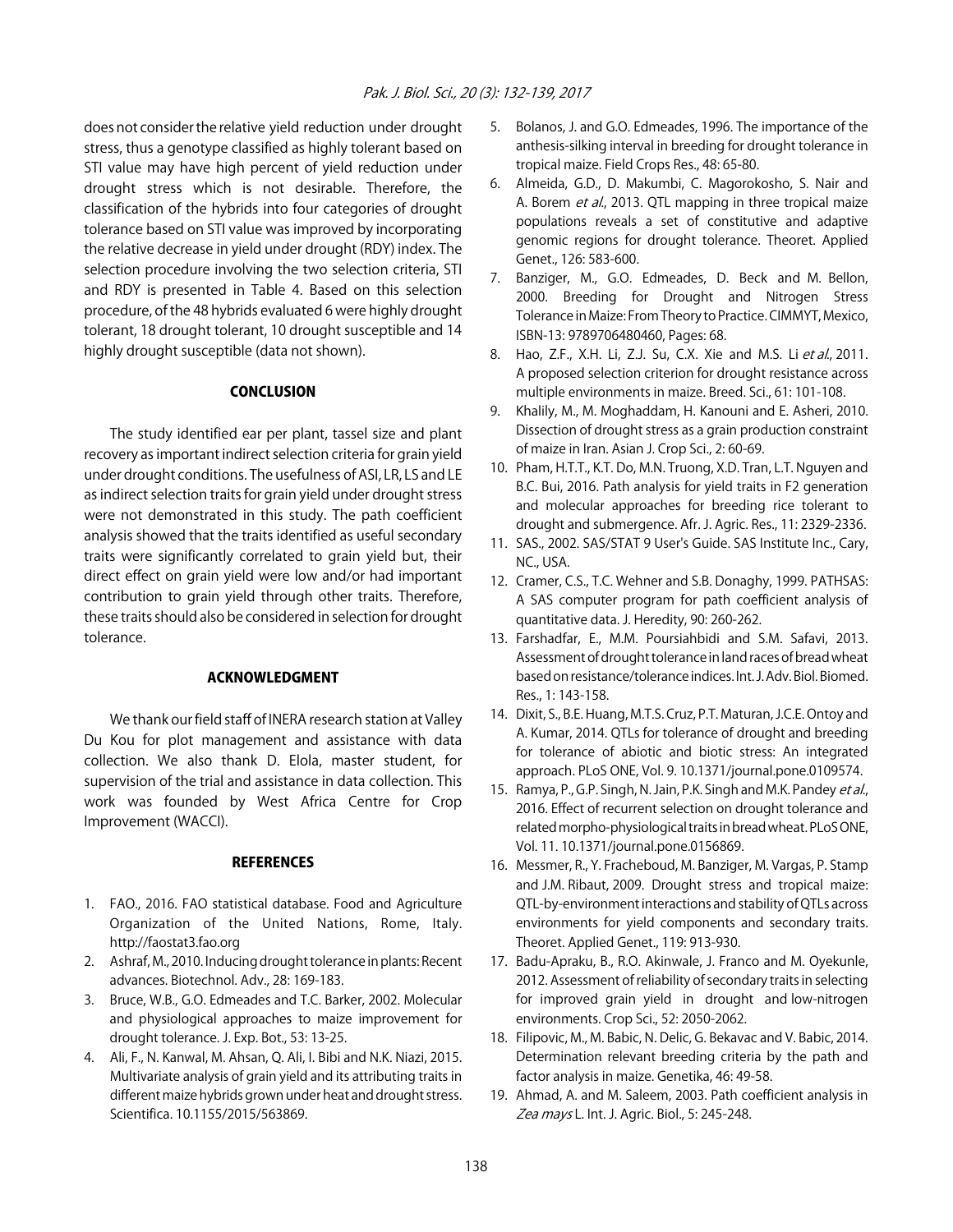does not consider the relative yield reduction under drought stress, thus a genotype classified as highly tolerant based on STI value may have high percent of yield reduction under drought stress which is not desirable. Therefore, the classification of the hybrids into four categories of drought tolerance based on STI value was improved by incorporating the relative decrease in yield under drought (RDY) index. The selection procedure involving the two selection criteria, STI and RDY is presented in Table 4. Based on this selection procedure, of the 48 hybrids evaluated 6 were highly drought tolerant, 18 drought tolerant, 10 drought susceptible and 14 highly drought susceptible (data not shown).

## CONCLUSION

The study identified ear per plant, tassel size and plant recovery as important indirect selection criteria for grain yield under drought conditions. The usefulness of ASI, LR, LS and LE as indirect selection traits for grain yield under drought stress were not demonstrated in this study. The path coefficient analysis showed that the traits identified as useful secondary traits were significantly correlated to grain yield but, their direct effect on grain yield were low and/or had important contribution to grain yield through other traits. Therefore, these traits should also be considered in selection for drought tolerance.

## ACKNOWLEDGMENT

We thank our field staff of INERA research station at Valley Du Kou for plot management and assistance with data collection. We also thank D. Elola, master student, for supervision of the trial and assistance in data collection. This work was founded by West Africa Centre for Crop Improvement (WACCI).

## REFERENCES

1. FAO., 2016. FAO statistical database. Food and Agriculture Organization of the United Nations, Rome, Italy. http://faostat3.fao.org
2. Ashraf, M., 2010. Inducing drought tolerance in plants: Recent advances. Biotechnol. Adv., 28: 169-183.
3. Bruce, W.B., G.O. Edmeades and T.C. Barker, 2002. Molecular and physiological approaches to maize improvement for drought tolerance. J. Exp. Bot., 53: 13-25.
4. Ali, F., N. Kanwal, M. Ahsan, Q. Ali, I. Bibi and N.K. Niazi, 2015. Multivariate analysis of grain yield and its attributing traits in different maize hybrids grown under heat and drought stress. Scientifica. 10.1155/2015/563869.
5. Bolanos, J. and G.O. Edmeades, 1996. The importance of the anthesis-silking interval in breeding for drought tolerance in tropical maize. Field Crops Res., 48: 65-80.
6. Almeida, G.D., D. Makumbi, C. Magorokosho, S. Nair and A. Borem *et al*., 2013. QTL mapping in three tropical maize populations reveals a set of constitutive and adaptive genomic regions for drought tolerance. Theoret. Applied Genet., 126: 583-600.
7. Banziger, M., G.O. Edmeades, D. Beck and M. Bellon, 2000. Breeding for Drought and Nitrogen Stress Tolerance in Maize: From Theory to Practice. CIMMYT, Mexico, ISBN-13: 9789706480460, Pages: 68.
8. Hao, Z.F., X.H. Li, Z.J. Su, C.X. Xie and M.S. Li *et al*., 2011. A proposed selection criterion for drought resistance across multiple environments in maize. Breed. Sci., 61: 101-108.
9. Khalily, M., M. Moghaddam, H. Kanouni and E. Asheri, 2010. Dissection of drought stress as a grain production constraint of maize in Iran. Asian J. Crop Sci., 2: 60-69.
10. Pham, H.T.T., K.T. Do, M.N. Truong, X.D. Tran, L.T. Nguyen and B.C. Bui, 2016. Path analysis for yield traits in F2 generation and molecular approaches for breeding rice tolerant to drought and submergence. Afr. J. Agric. Res., 11: 2329-2336.
11. SAS., 2002. SAS/STAT 9 User's Guide. SAS Institute Inc., Cary, NC., USA.
12. Cramer, C.S., T.C. Wehner and S.B. Donaghy, 1999. PATHSAS: A SAS computer program for path coefficient analysis of quantitative data. J. Heredity, 90: 260-262.
13. Farshadfar, E., M.M. Poursiahbidi and S.M. Safavi, 2013. Assessment of drought tolerance in land races of bread wheat based on resistance/tolerance indices. Int. J. Adv. Biol. Biomed. Res., 1: 143-158.
14. Dixit, S., B.E. Huang, M.T.S. Cruz, P.T. Maturan, J.C.E. Ontoy and A. Kumar, 2014. QTLs for tolerance of drought and breeding for tolerance of abiotic and biotic stress: An integrated approach. PLoS ONE, Vol. 9. 10.1371/journal.pone.0109574.
15. Ramya, P., G.P. Singh, N. Jain, P.K. Singh and M.K. Pandey *et al*., 2016. Effect of recurrent selection on drought tolerance and related morpho-physiological traits in bread wheat. PLoS ONE, Vol. 11. 10.1371/journal.pone.0156869.
16. Messmer, R., Y. Fracheboud, M. Banziger, M. Vargas, P. Stamp and J.M. Ribaut, 2009. Drought stress and tropical maize: QTL-by-environment interactions and stability of QTLs across environments for yield components and secondary traits. Theoret. Applied Genet., 119: 913-930.
17. Badu-Apraku, B., R.O. Akinwale, J. Franco and M. Oyekunle, 2012. Assessment of reliability of secondary traits in selecting for improved grain yield in drought and low-nitrogen environments. Crop Sci., 52: 2050-2062.
18. Filipovic, M., M. Babic, N. Delic, G. Bekavac and V. Babic, 2014. Determination relevant breeding criteria by the path and factor analysis in maize. Genetika, 46: 49-58.
19. Ahmad, A. and M. Saleem, 2003. Path coefficient analysis in *Zea mays* L. Int. J. Agric. Biol., 5: 245-248.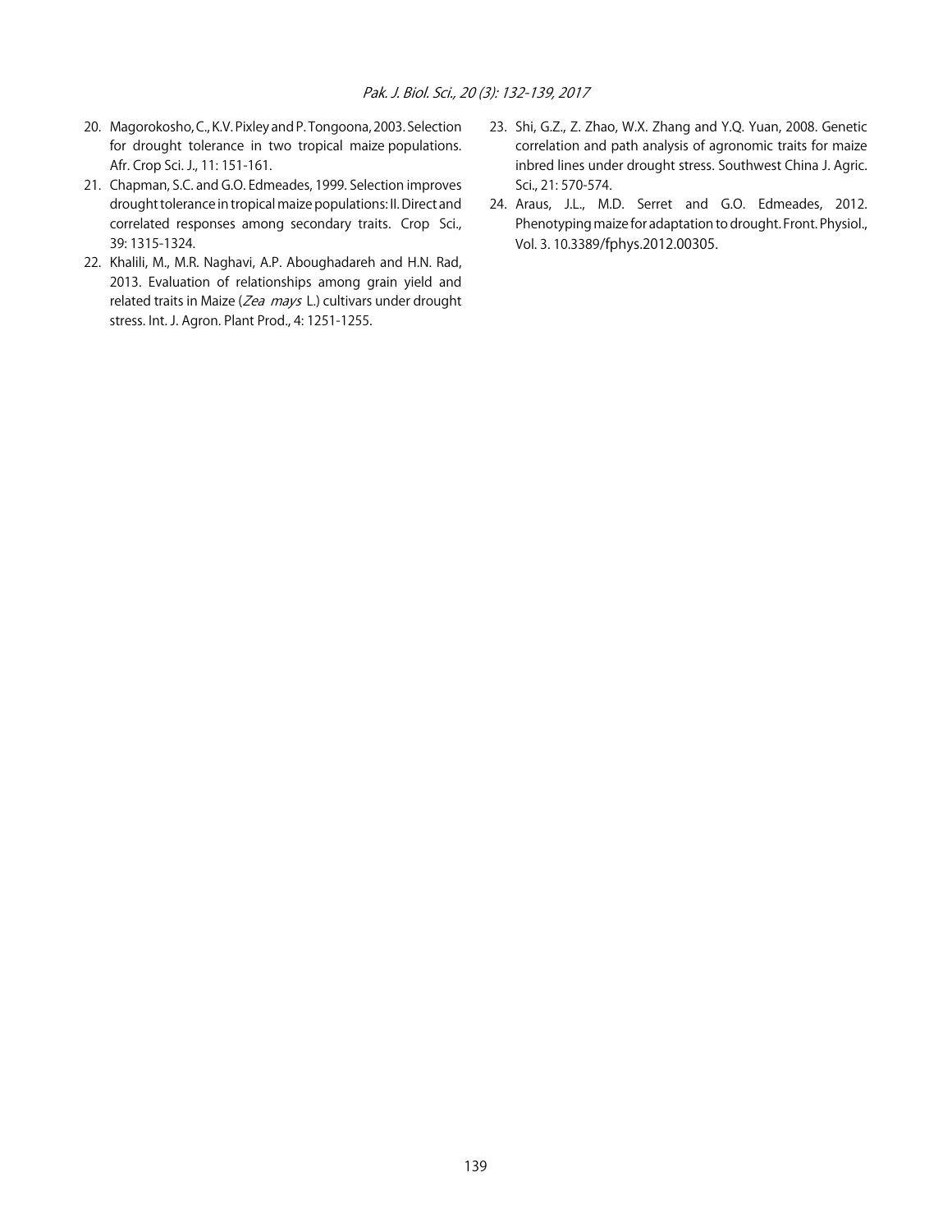20. Magorokosho, C., K.V. Pixley and P. Tongoona, 2003. Selection for drought tolerance in two tropical maize populations. Afr. Crop Sci. J., 11: 151-161.
21. Chapman, S.C. and G.O. Edmeades, 1999. Selection improves drought tolerance in tropical maize populations: II. Direct and correlated responses among secondary traits. Crop Sci., 39: 1315-1324.
22. Khalili, M., M.R. Naghavi, A.P. Aboughadareh and H.N. Rad, 2013. Evaluation of relationships among grain yield and related traits in Maize (*Zea mays* L.) cultivars under drought stress. Int. J. Agron. Plant Prod., 4: 1251-1255.
23. Shi, G.Z., Z. Zhao, W.X. Zhang and Y.Q. Yuan, 2008. Genetic correlation and path analysis of agronomic traits for maize inbred lines under drought stress. Southwest China J. Agric. Sci., 21: 570-574.
24. Araus, J.L., M.D. Serret and G.O. Edmeades, 2012. Phenotyping maize for adaptation to drought. Front. Physiol., Vol. 3. 10.3389/fphys.2012.00305.